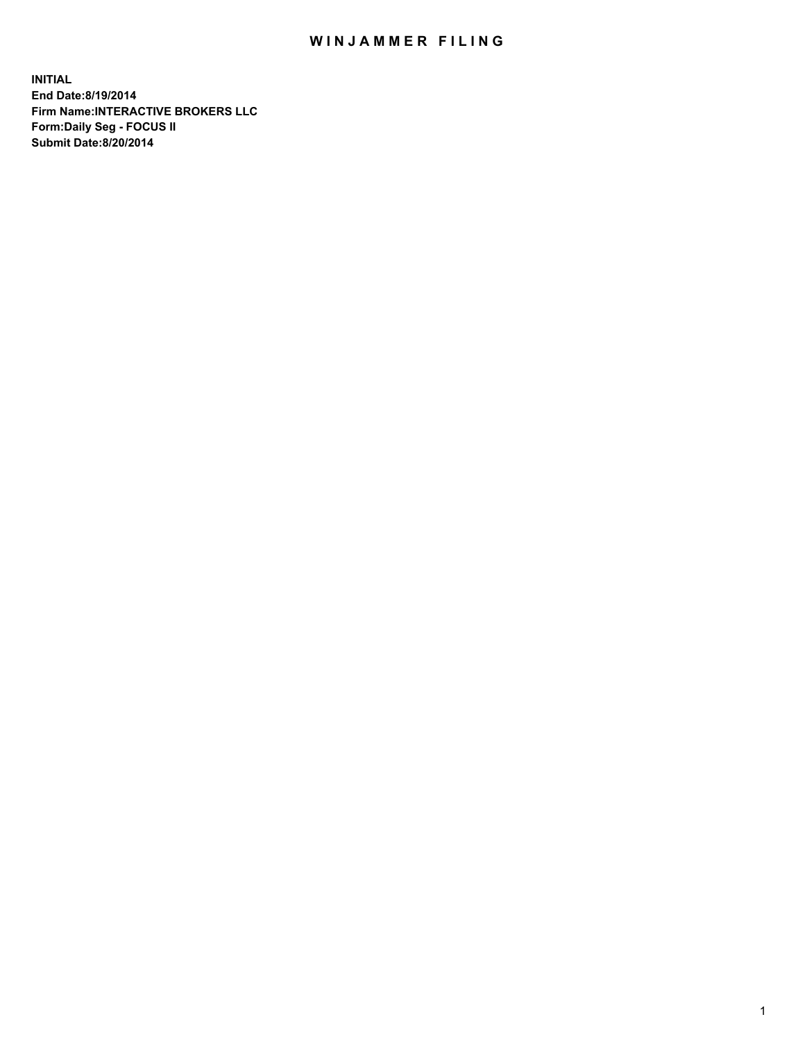# WINJAMMER FILING

**INITIAL**
**End Date:8/19/2014**
**Firm Name:INTERACTIVE BROKERS LLC**
**Form:Daily Seg - FOCUS II**
**Submit Date:8/20/2014**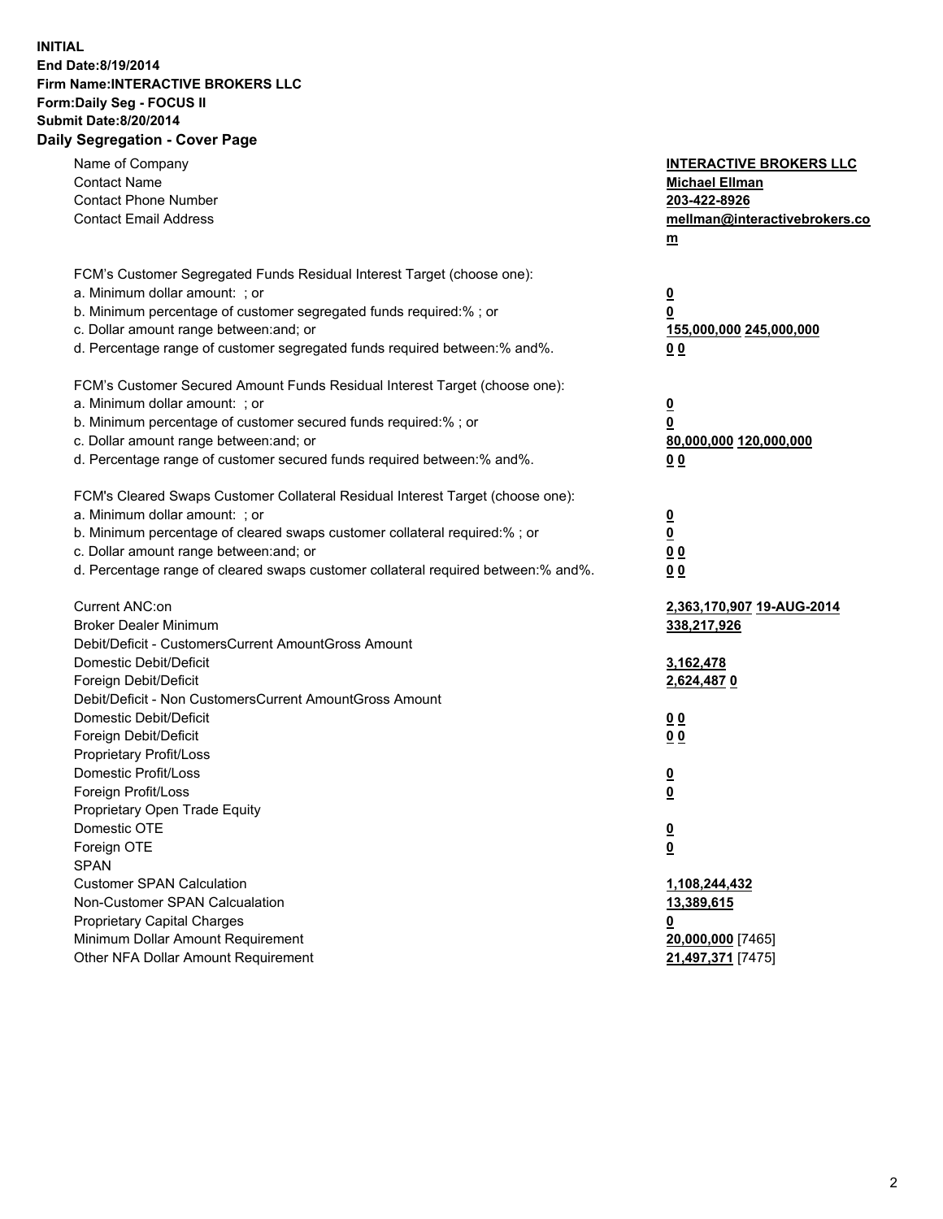**INITIAL**
**End Date:8/19/2014**
**Firm Name:INTERACTIVE BROKERS LLC**
**Form:Daily Seg - FOCUS II**
**Submit Date:8/20/2014**

## Daily Segregation - Cover Page

| | |
|---|---|
| Name of Company | **INTERACTIVE BROKERS LLC** |
| Contact Name | **Michael Ellman** |
| Contact Phone Number | **203-422-8926** |
| Contact Email Address | **mellman@interactivebrokers.com** |
| | |
| FCM's Customer Segregated Funds Residual Interest Target (choose one): | |
| a. Minimum dollar amount: ; or | **0** |
| b. Minimum percentage of customer segregated funds required:% ; or | **0** |
| c. Dollar amount range between:and; or | **155,000,000 245,000,000** |
| d. Percentage range of customer segregated funds required between:% and%. | **0 0** |
| | |
| FCM's Customer Secured Amount Funds Residual Interest Target (choose one): | |
| a. Minimum dollar amount: ; or | **0** |
| b. Minimum percentage of customer secured funds required:% ; or | **0** |
| c. Dollar amount range between:and; or | **80,000,000 120,000,000** |
| d. Percentage range of customer secured funds required between:% and%. | **0 0** |
| | |
| FCM's Cleared Swaps Customer Collateral Residual Interest Target (choose one): | |
| a. Minimum dollar amount: ; or | **0** |
| b. Minimum percentage of cleared swaps customer collateral required:% ; or | **0** |
| c. Dollar amount range between:and; or | **0 0** |
| d. Percentage range of cleared swaps customer collateral required between:% and%. | **0 0** |
| | |
| Current ANC:on | **2,363,170,907 19-AUG-2014** |
| Broker Dealer Minimum | **338,217,926** |
| Debit/Deficit - CustomersCurrent AmountGross Amount | |
| Domestic Debit/Deficit | **3,162,478** |
| Foreign Debit/Deficit | **2,624,487 0** |
| Debit/Deficit - Non CustomersCurrent AmountGross Amount | |
| Domestic Debit/Deficit | **0 0** |
| Foreign Debit/Deficit | **0 0** |
| Proprietary Profit/Loss | |
| Domestic Profit/Loss | **0** |
| Foreign Profit/Loss | **0** |
| Proprietary Open Trade Equity | |
| Domestic OTE | **0** |
| Foreign OTE | **0** |
| SPAN | |
| Customer SPAN Calculation | **1,108,244,432** |
| Non-Customer SPAN Calcualation | **13,389,615** |
| Proprietary Capital Charges | **0** |
| Minimum Dollar Amount Requirement | **20,000,000** [7465] |
| Other NFA Dollar Amount Requirement | **21,497,371** [7475] |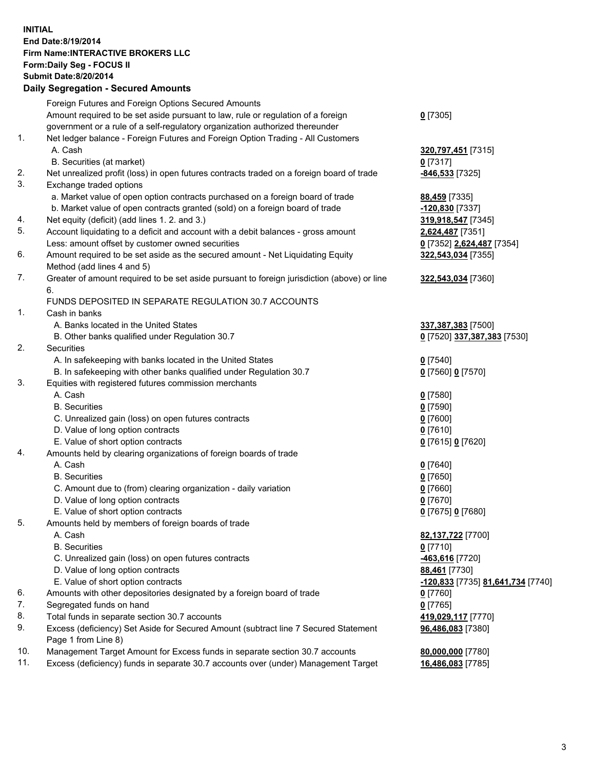**INITIAL**
**End Date:8/19/2014**
**Firm Name:INTERACTIVE BROKERS LLC**
**Form:Daily Seg - FOCUS II**
**Submit Date:8/20/2014**

## Daily Segregation - Secured Amounts

| | | |
|---|---|---|
| | Foreign Futures and Foreign Options Secured Amounts | |
| | Amount required to be set aside pursuant to law, rule or regulation of a foreign government or a rule of a self-regulatory organization authorized thereunder | **0** [7305] |
| 1. | Net ledger balance - Foreign Futures and Foreign Option Trading - All Customers | |
| | A. Cash | **320,797,451** [7315] |
| | B. Securities (at market) | **0** [7317] |
| 2. | Net unrealized profit (loss) in open futures contracts traded on a foreign board of trade | **-846,533** [7325] |
| 3. | Exchange traded options | |
| | a. Market value of open option contracts purchased on a foreign board of trade | **88,459** [7335] |
| | b. Market value of open contracts granted (sold) on a foreign board of trade | **-120,830** [7337] |
| 4. | Net equity (deficit) (add lines 1. 2. and 3.) | **319,918,547** [7345] |
| 5. | Account liquidating to a deficit and account with a debit balances - gross amount | **2,624,487** [7351] |
| | Less: amount offset by customer owned securities | **0** [7352] **2,624,487** [7354] |
| 6. | Amount required to be set aside as the secured amount - Net Liquidating Equity Method (add lines 4 and 5) | **322,543,034** [7355] |
| 7. | Greater of amount required to be set aside pursuant to foreign jurisdiction (above) or line 6. | **322,543,034** [7360] |
| | FUNDS DEPOSITED IN SEPARATE REGULATION 30.7 ACCOUNTS | |
| 1. | Cash in banks | |
| | A. Banks located in the United States | **337,387,383** [7500] |
| | B. Other banks qualified under Regulation 30.7 | **0** [7520] **337,387,383** [7530] |
| 2. | Securities | |
| | A. In safekeeping with banks located in the United States | **0** [7540] |
| | B. In safekeeping with other banks qualified under Regulation 30.7 | **0** [7560] **0** [7570] |
| 3. | Equities with registered futures commission merchants | |
| | A. Cash | **0** [7580] |
| | B. Securities | **0** [7590] |
| | C. Unrealized gain (loss) on open futures contracts | **0** [7600] |
| | D. Value of long option contracts | **0** [7610] |
| | E. Value of short option contracts | **0** [7615] **0** [7620] |
| 4. | Amounts held by clearing organizations of foreign boards of trade | |
| | A. Cash | **0** [7640] |
| | B. Securities | **0** [7650] |
| | C. Amount due to (from) clearing organization - daily variation | **0** [7660] |
| | D. Value of long option contracts | **0** [7670] |
| | E. Value of short option contracts | **0** [7675] **0** [7680] |
| 5. | Amounts held by members of foreign boards of trade | |
| | A. Cash | **82,137,722** [7700] |
| | B. Securities | **0** [7710] |
| | C. Unrealized gain (loss) on open futures contracts | **-463,616** [7720] |
| | D. Value of long option contracts | **88,461** [7730] |
| | E. Value of short option contracts | **-120,833** [7735] **81,641,734** [7740] |
| 6. | Amounts with other depositories designated by a foreign board of trade | **0** [7760] |
| 7. | Segregated funds on hand | **0** [7765] |
| 8. | Total funds in separate section 30.7 accounts | **419,029,117** [7770] |
| 9. | Excess (deficiency) Set Aside for Secured Amount (subtract line 7 Secured Statement Page 1 from Line 8) | **96,486,083** [7380] |
| 10. | Management Target Amount for Excess funds in separate section 30.7 accounts | **80,000,000** [7780] |
| 11. | Excess (deficiency) funds in separate 30.7 accounts over (under) Management Target | **16,486,083** [7785] |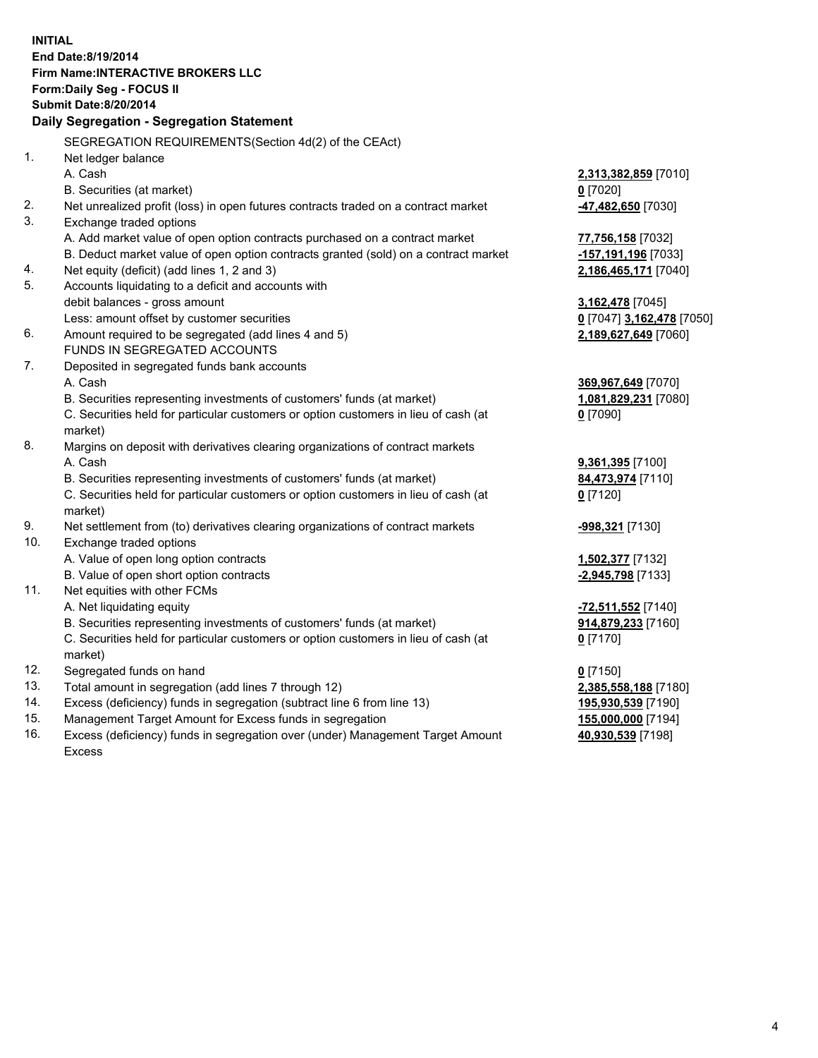**INITIAL**
**End Date:8/19/2014**
**Firm Name:INTERACTIVE BROKERS LLC**
**Form:Daily Seg - FOCUS II**
**Submit Date:8/20/2014**

## Daily Segregation - Segregation Statement

| | | |
|---|---|---|
| | SEGREGATION REQUIREMENTS(Section 4d(2) of the CEAct) | |
| 1. | Net ledger balance | |
| | A. Cash | **2,313,382,859** [7010] |
| | B. Securities (at market) | **0** [7020] |
| 2. | Net unrealized profit (loss) in open futures contracts traded on a contract market | **-47,482,650** [7030] |
| 3. | Exchange traded options | |
| | A. Add market value of open option contracts purchased on a contract market | **77,756,158** [7032] |
| | B. Deduct market value of open option contracts granted (sold) on a contract market | **-157,191,196** [7033] |
| 4. | Net equity (deficit) (add lines 1, 2 and 3) | **2,186,465,171** [7040] |
| 5. | Accounts liquidating to a deficit and accounts with debit balances - gross amount | **3,162,478** [7045] |
| | Less: amount offset by customer securities | **0** [7047] **3,162,478** [7050] |
| 6. | Amount required to be segregated (add lines 4 and 5) | **2,189,627,649** [7060] |
| | FUNDS IN SEGREGATED ACCOUNTS | |
| 7. | Deposited in segregated funds bank accounts | |
| | A. Cash | **369,967,649** [7070] |
| | B. Securities representing investments of customers' funds (at market) | **1,081,829,231** [7080] |
| | C. Securities held for particular customers or option customers in lieu of cash (at market) | **0** [7090] |
| 8. | Margins on deposit with derivatives clearing organizations of contract markets | |
| | A. Cash | **9,361,395** [7100] |
| | B. Securities representing investments of customers' funds (at market) | **84,473,974** [7110] |
| | C. Securities held for particular customers or option customers in lieu of cash (at market) | **0** [7120] |
| 9. | Net settlement from (to) derivatives clearing organizations of contract markets | **-998,321** [7130] |
| 10. | Exchange traded options | |
| | A. Value of open long option contracts | **1,502,377** [7132] |
| | B. Value of open short option contracts | **-2,945,798** [7133] |
| 11. | Net equities with other FCMs | |
| | A. Net liquidating equity | **-72,511,552** [7140] |
| | B. Securities representing investments of customers' funds (at market) | **914,879,233** [7160] |
| | C. Securities held for particular customers or option customers in lieu of cash (at market) | **0** [7170] |
| 12. | Segregated funds on hand | **0** [7150] |
| 13. | Total amount in segregation (add lines 7 through 12) | **2,385,558,188** [7180] |
| 14. | Excess (deficiency) funds in segregation (subtract line 6 from line 13) | **195,930,539** [7190] |
| 15. | Management Target Amount for Excess funds in segregation | **155,000,000** [7194] |
| 16. | Excess (deficiency) funds in segregation over (under) Management Target Amount Excess | **40,930,539** [7198] |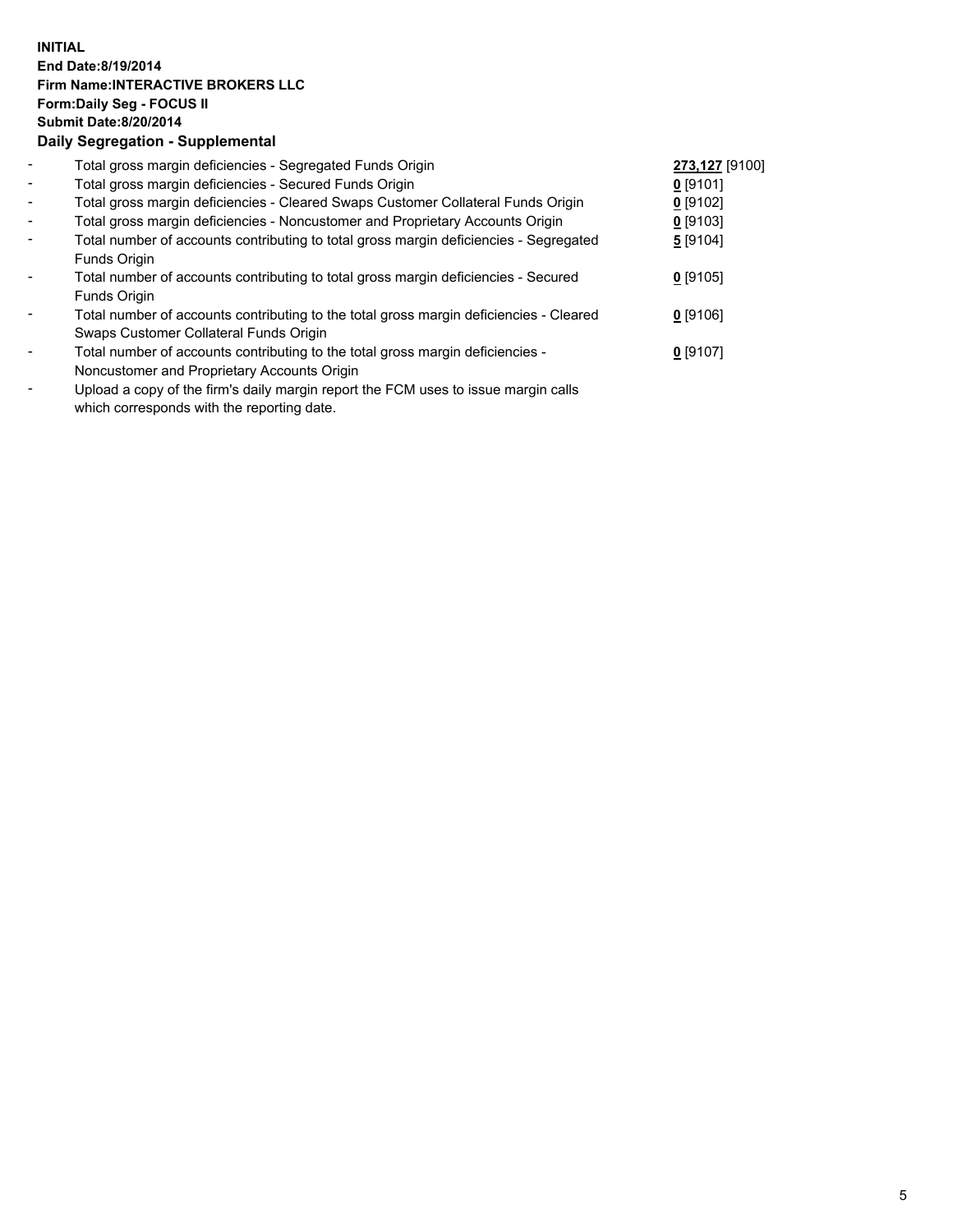**INITIAL**
**End Date:8/19/2014**
**Firm Name:INTERACTIVE BROKERS LLC**
**Form:Daily Seg - FOCUS II**
**Submit Date:8/20/2014**

### Daily Segregation - Supplemental

| | | |
|---|---|---|
| - | Total gross margin deficiencies - Segregated Funds Origin | **273,127** [9100] |
| - | Total gross margin deficiencies - Secured Funds Origin | **0** [9101] |
| - | Total gross margin deficiencies - Cleared Swaps Customer Collateral Funds Origin | **0** [9102] |
| - | Total gross margin deficiencies - Noncustomer and Proprietary Accounts Origin | **0** [9103] |
| - | Total number of accounts contributing to total gross margin deficiencies - Segregated Funds Origin | **5** [9104] |
| - | Total number of accounts contributing to total gross margin deficiencies - Secured Funds Origin | **0** [9105] |
| - | Total number of accounts contributing to the total gross margin deficiencies - Cleared Swaps Customer Collateral Funds Origin | **0** [9106] |
| - | Total number of accounts contributing to the total gross margin deficiencies - Noncustomer and Proprietary Accounts Origin | **0** [9107] |
| - | Upload a copy of the firm's daily margin report the FCM uses to issue margin calls which corresponds with the reporting date. | |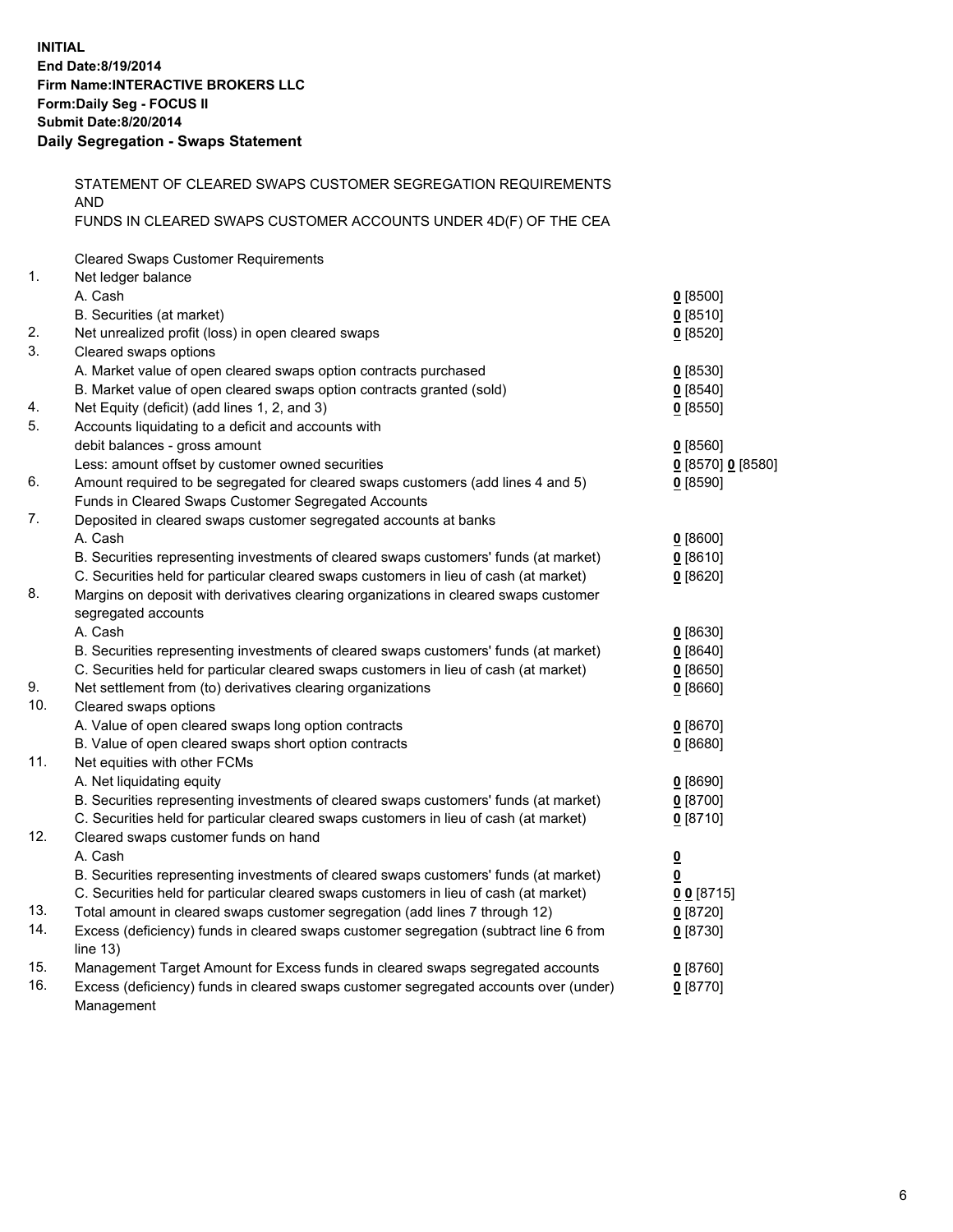**INITIAL**
**End Date:8/19/2014**
**Firm Name:INTERACTIVE BROKERS LLC**
**Form:Daily Seg - FOCUS II**
**Submit Date:8/20/2014**
**Daily Segregation - Swaps Statement**

STATEMENT OF CLEARED SWAPS CUSTOMER SEGREGATION REQUIREMENTS
AND
FUNDS IN CLEARED SWAPS CUSTOMER ACCOUNTS UNDER 4D(F) OF THE CEA

| | | |
|---|---|---|
| | Cleared Swaps Customer Requirements | |
| 1. | Net ledger balance | |
| | A. Cash | 0 [8500] |
| | B. Securities (at market) | 0 [8510] |
| 2. | Net unrealized profit (loss) in open cleared swaps | 0 [8520] |
| 3. | Cleared swaps options | |
| | A. Market value of open cleared swaps option contracts purchased | 0 [8530] |
| | B. Market value of open cleared swaps option contracts granted (sold) | 0 [8540] |
| 4. | Net Equity (deficit) (add lines 1, 2, and 3) | 0 [8550] |
| 5. | Accounts liquidating to a deficit and accounts with | |
| | debit balances - gross amount | 0 [8560] |
| | Less: amount offset by customer owned securities | 0 [8570] 0 [8580] |
| 6. | Amount required to be segregated for cleared swaps customers (add lines 4 and 5) | 0 [8590] |
| | Funds in Cleared Swaps Customer Segregated Accounts | |
| 7. | Deposited in cleared swaps customer segregated accounts at banks | |
| | A. Cash | 0 [8600] |
| | B. Securities representing investments of cleared swaps customers' funds (at market) | 0 [8610] |
| | C. Securities held for particular cleared swaps customers in lieu of cash (at market) | 0 [8620] |
| 8. | Margins on deposit with derivatives clearing organizations in cleared swaps customer segregated accounts | |
| | A. Cash | 0 [8630] |
| | B. Securities representing investments of cleared swaps customers' funds (at market) | 0 [8640] |
| | C. Securities held for particular cleared swaps customers in lieu of cash (at market) | 0 [8650] |
| 9. | Net settlement from (to) derivatives clearing organizations | 0 [8660] |
| 10. | Cleared swaps options | |
| | A. Value of open cleared swaps long option contracts | 0 [8670] |
| | B. Value of open cleared swaps short option contracts | 0 [8680] |
| 11. | Net equities with other FCMs | |
| | A. Net liquidating equity | 0 [8690] |
| | B. Securities representing investments of cleared swaps customers' funds (at market) | 0 [8700] |
| | C. Securities held for particular cleared swaps customers in lieu of cash (at market) | 0 [8710] |
| 12. | Cleared swaps customer funds on hand | |
| | A. Cash | 0 |
| | B. Securities representing investments of cleared swaps customers' funds (at market) | 0 |
| | C. Securities held for particular cleared swaps customers in lieu of cash (at market) | 0 0 [8715] |
| 13. | Total amount in cleared swaps customer segregation (add lines 7 through 12) | 0 [8720] |
| 14. | Excess (deficiency) funds in cleared swaps customer segregation (subtract line 6 from line 13) | 0 [8730] |
| 15. | Management Target Amount for Excess funds in cleared swaps segregated accounts | 0 [8760] |
| 16. | Excess (deficiency) funds in cleared swaps customer segregated accounts over (under) Management | 0 [8770] |